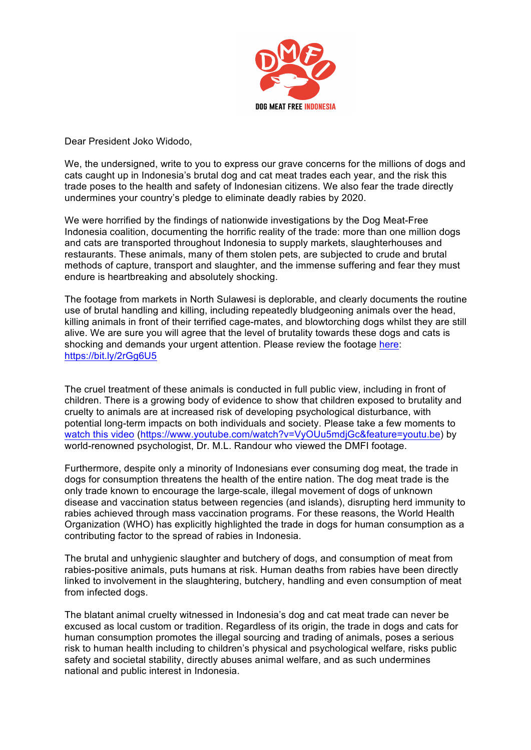DOG MEAT FREE INDONESIA

Dear President Joko Widodo,

We, the undersigned, write to you to express our grave concerns for the millions of dogs and cats caught up in Indonesia's brutal dog and cat meat trades each year, and the risk this trade poses to the health and safety of Indonesian citizens. We also fear the trade directly undermines your country's pledge to eliminate deadly rabies by 2020.

We were horrified by the findings of nationwide investigations by the Dog Meat-Free Indonesia coalition, documenting the horrific reality of the trade: more than one million dogs and cats are transported throughout Indonesia to supply markets, slaughterhouses and restaurants. These animals, many of them stolen pets, are subjected to crude and brutal methods of capture, transport and slaughter, and the immense suffering and fear they must endure is heartbreaking and absolutely shocking.

The footage from markets in North Sulawesi is deplorable, and clearly documents the routine use of brutal handling and killing, including repeatedly bludgeoning animals over the head, killing animals in front of their terrified cage-mates, and blowtorching dogs whilst they are still alive. We are sure you will agree that the level of brutality towards these dogs and cats is shocking and demands your urgent attention. Please review the footage [here](https://bit.ly/2rGg6U5): https://bit.ly/2rGg6U5

The cruel treatment of these animals is conducted in full public view, including in front of children. There is a growing body of evidence to show that children exposed to brutality and cruelty to animals are at increased risk of developing psychological disturbance, with potential long-term impacts on both individuals and society. Please take a few moments to [watch this video](https://www.youtube.com/watch?v=VyOUu5mdjGc&feature=youtu.be) (https://www.youtube.com/watch?v=VyOUu5mdjGc&feature=youtu.be) by world-renowned psychologist, Dr. M.L. Randour who viewed the DMFI footage.

Furthermore, despite only a minority of Indonesians ever consuming dog meat, the trade in dogs for consumption threatens the health of the entire nation. The dog meat trade is the only trade known to encourage the large-scale, illegal movement of dogs of unknown disease and vaccination status between regencies (and islands), disrupting herd immunity to rabies achieved through mass vaccination programs. For these reasons, the World Health Organization (WHO) has explicitly highlighted the trade in dogs for human consumption as a contributing factor to the spread of rabies in Indonesia.

The brutal and unhygienic slaughter and butchery of dogs, and consumption of meat from rabies-positive animals, puts humans at risk. Human deaths from rabies have been directly linked to involvement in the slaughtering, butchery, handling and even consumption of meat from infected dogs.

The blatant animal cruelty witnessed in Indonesia's dog and cat meat trade can never be excused as local custom or tradition. Regardless of its origin, the trade in dogs and cats for human consumption promotes the illegal sourcing and trading of animals, poses a serious risk to human health including to children's physical and psychological welfare, risks public safety and societal stability, directly abuses animal welfare, and as such undermines national and public interest in Indonesia.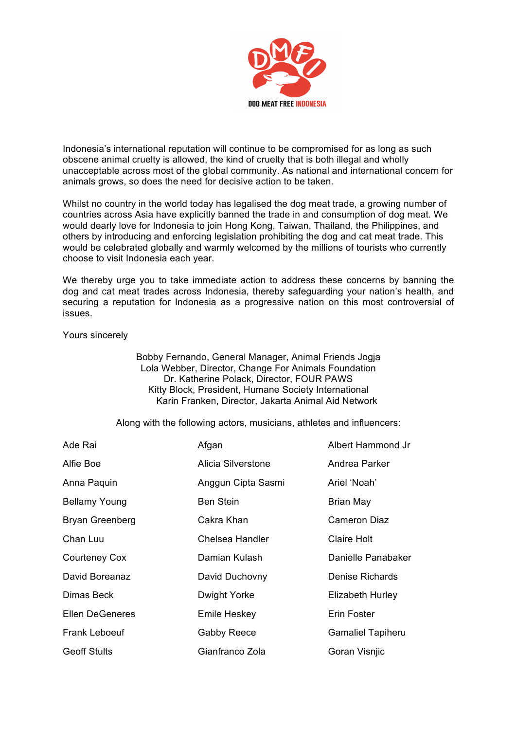DOG MEAT FREE INDONESIA

Indonesia's international reputation will continue to be compromised for as long as such obscene animal cruelty is allowed, the kind of cruelty that is both illegal and wholly unacceptable across most of the global community. As national and international concern for animals grows, so does the need for decisive action to be taken.

Whilst no country in the world today has legalised the dog meat trade, a growing number of countries across Asia have explicitly banned the trade in and consumption of dog meat. We would dearly love for Indonesia to join Hong Kong, Taiwan, Thailand, the Philippines, and others by introducing and enforcing legislation prohibiting the dog and cat meat trade. This would be celebrated globally and warmly welcomed by the millions of tourists who currently choose to visit Indonesia each year.

We thereby urge you to take immediate action to address these concerns by banning the dog and cat meat trades across Indonesia, thereby safeguarding your nation's health, and securing a reputation for Indonesia as a progressive nation on this most controversial of issues.

Yours sincerely

Bobby Fernando, General Manager, Animal Friends Jogja
Lola Webber, Director, Change For Animals Foundation
Dr. Katherine Polack, Director, FOUR PAWS
Kitty Block, President, Humane Society International
Karin Franken, Director, Jakarta Animal Aid Network

Along with the following actors, musicians, athletes and influencers:

| | | |
|---|---|---|
| Ade Rai | Afgan | Albert Hammond Jr |
| Alfie Boe | Alicia Silverstone | Andrea Parker |
| Anna Paquin | Anggun Cipta Sasmi | Ariel 'Noah' |
| Bellamy Young | Ben Stein | Brian May |
| Bryan Greenberg | Cakra Khan | Cameron Diaz |
| Chan Luu | Chelsea Handler | Claire Holt |
| Courteney Cox | Damian Kulash | Danielle Panabaker |
| David Boreanaz | David Duchovny | Denise Richards |
| Dimas Beck | Dwight Yorke | Elizabeth Hurley |
| Ellen DeGeneres | Emile Heskey | Erin Foster |
| Frank Leboeuf | Gabby Reece | Gamaliel Tapiheru |
| Geoff Stults | Gianfranco Zola | Goran Visnjic |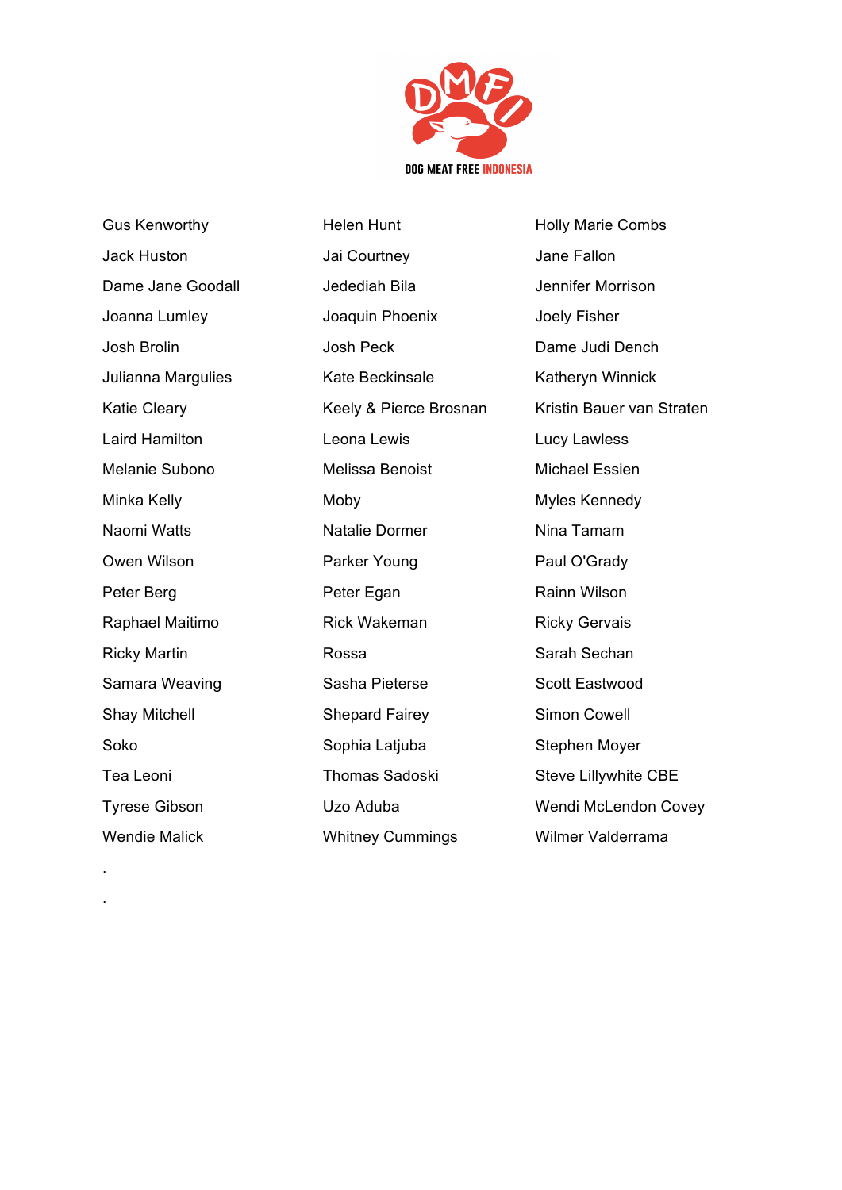DOG MEAT FREE INDONESIA

Gus Kenworthy
Helen Hunt
Holly Marie Combs
Jack Huston
Jai Courtney
Jane Fallon
Dame Jane Goodall
Jedediah Bila
Jennifer Morrison
Joanna Lumley
Joaquin Phoenix
Joely Fisher
Josh Brolin
Josh Peck
Dame Judi Dench
Julianna Margulies
Kate Beckinsale
Katheryn Winnick
Katie Cleary
Keely & Pierce Brosnan
Kristin Bauer van Straten
Laird Hamilton
Leona Lewis
Lucy Lawless
Melanie Subono
Melissa Benoist
Michael Essien
Minka Kelly
Moby
Myles Kennedy
Naomi Watts
Natalie Dormer
Nina Tamam
Owen Wilson
Parker Young
Paul O'Grady
Peter Berg
Peter Egan
Rainn Wilson
Raphael Maitimo
Rick Wakeman
Ricky Gervais
Ricky Martin
Rossa
Sarah Sechan
Samara Weaving
Sasha Pieterse
Scott Eastwood
Shay Mitchell
Shepard Fairey
Simon Cowell
Soko
Sophia Latjuba
Stephen Moyer
Tea Leoni
Thomas Sadoski
Steve Lillywhite CBE
Tyrese Gibson
Uzo Aduba
Wendi McLendon Covey
Wendie Malick
Whitney Cummings
Wilmer Valderrama

.

.